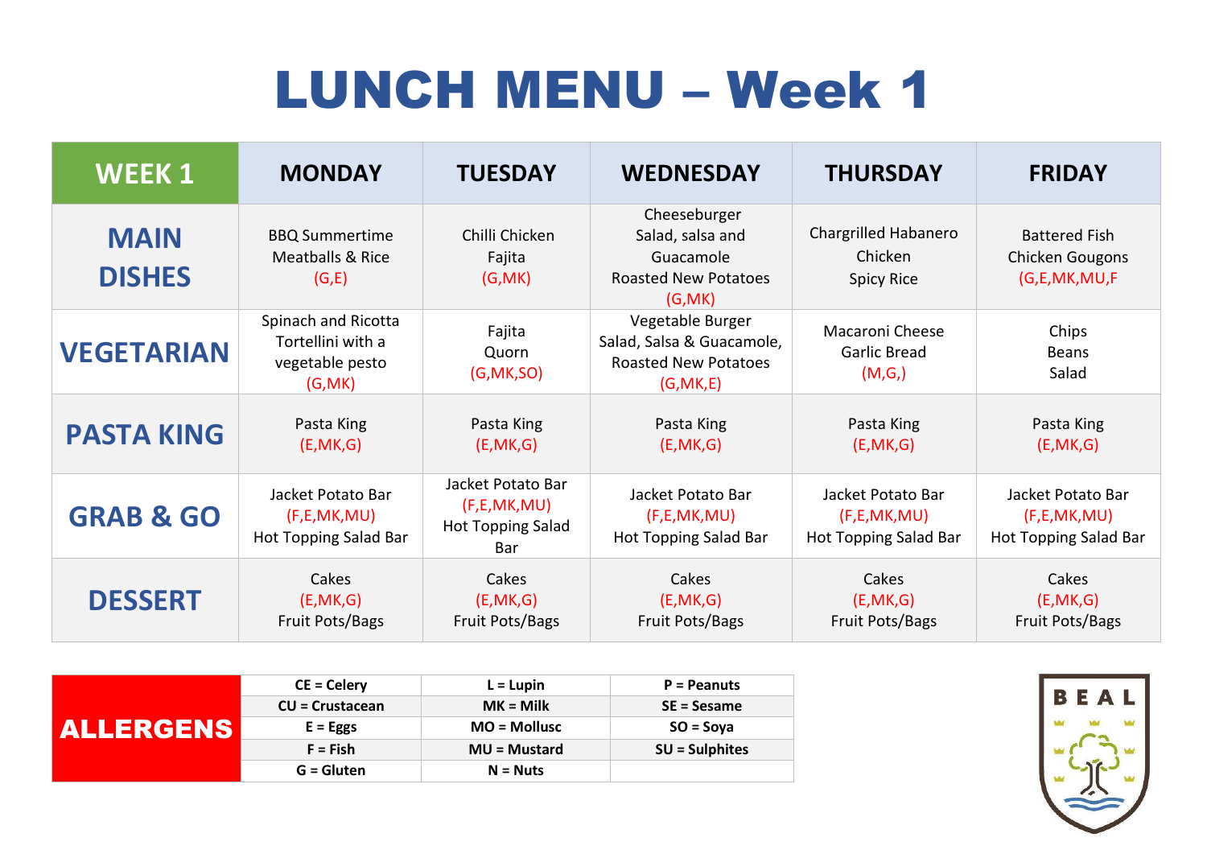# LUNCH MENU – Week 1

| WEEK 1 | MONDAY | TUESDAY | WEDNESDAY | THURSDAY | FRIDAY |
|---|---|---|---|---|---|
| **MAIN DISHES** | BBQ Summertime Meatballs & Rice (G,E) | Chilli Chicken Fajita (G,MK) | Cheeseburger Salad, salsa and Guacamole Roasted New Potatoes (G,MK) | Chargrilled Habanero Chicken Spicy Rice | Battered Fish Chicken Gougons (G,E,MK,MU,F |
| **VEGETARIAN** | Spinach and Ricotta Tortellini with a vegetable pesto (G,MK) | Fajita Quorn (G,MK,SO) | Vegetable Burger Salad, Salsa & Guacamole, Roasted New Potatoes (G,MK,E) | Macaroni Cheese Garlic Bread (M,G,) | Chips Beans Salad |
| **PASTA KING** | Pasta King (E,MK,G) | Pasta King (E,MK,G) | Pasta King (E,MK,G) | Pasta King (E,MK,G) | Pasta King (E,MK,G) |
| **GRAB & GO** | Jacket Potato Bar (F,E,MK,MU) Hot Topping Salad Bar | Jacket Potato Bar (F,E,MK,MU) Hot Topping Salad Bar | Jacket Potato Bar (F,E,MK,MU) Hot Topping Salad Bar | Jacket Potato Bar (F,E,MK,MU) Hot Topping Salad Bar | Jacket Potato Bar (F,E,MK,MU) Hot Topping Salad Bar |
| **DESSERT** | Cakes (E,MK,G) Fruit Pots/Bags | Cakes (E,MK,G) Fruit Pots/Bags | Cakes (E,MK,G) Fruit Pots/Bags | Cakes (E,MK,G) Fruit Pots/Bags | Cakes (E,MK,G) Fruit Pots/Bags |

| **ALLERGENS** | | | |
|---|---|---|---|
| | **CE = Celery** | **L = Lupin** | **P = Peanuts** |
| | **CU = Crustacean** | **MK = Milk** | **SE = Sesame** |
| | **E = Eggs** | **MO = Mollusc** | **SO = Soya** |
| | **F = Fish** | **MU = Mustard** | **SU = Sulphites** |
| | **G = Gluten** | **N = Nuts** | |

BEAL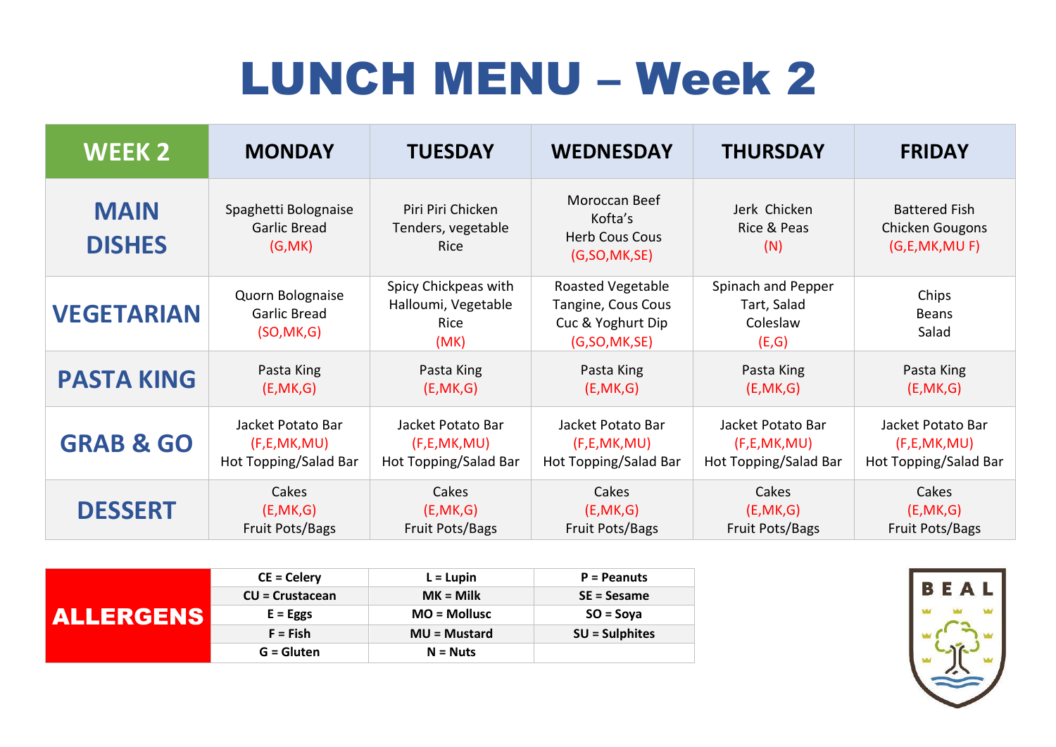# LUNCH MENU – Week 2

| WEEK 2 | MONDAY | TUESDAY | WEDNESDAY | THURSDAY | FRIDAY |
|---|---|---|---|---|---|
| MAIN DISHES | Spaghetti Bolognaise Garlic Bread (G,MK) | Piri Piri Chicken Tenders, vegetable Rice | Moroccan Beef Kofta's Herb Cous Cous (G,SO,MK,SE) | Jerk Chicken Rice & Peas (N) | Battered Fish Chicken Gougons (G,E,MK,MU F) |
| VEGETARIAN | Quorn Bolognaise Garlic Bread (SO,MK,G) | Spicy Chickpeas with Halloumi, Vegetable Rice (MK) | Roasted Vegetable Tangine, Cous Cous Cuc & Yoghurt Dip (G,SO,MK,SE) | Spinach and Pepper Tart, Salad Coleslaw (E,G) | Chips Beans Salad |
| PASTA KING | Pasta King (E,MK,G) | Pasta King (E,MK,G) | Pasta King (E,MK,G) | Pasta King (E,MK,G) | Pasta King (E,MK,G) |
| GRAB & GO | Jacket Potato Bar (F,E,MK,MU) Hot Topping/Salad Bar | Jacket Potato Bar (F,E,MK,MU) Hot Topping/Salad Bar | Jacket Potato Bar (F,E,MK,MU) Hot Topping/Salad Bar | Jacket Potato Bar (F,E,MK,MU) Hot Topping/Salad Bar | Jacket Potato Bar (F,E,MK,MU) Hot Topping/Salad Bar |
| DESSERT | Cakes (E,MK,G) Fruit Pots/Bags | Cakes (E,MK,G) Fruit Pots/Bags | Cakes (E,MK,G) Fruit Pots/Bags | Cakes (E,MK,G) Fruit Pots/Bags | Cakes (E,MK,G) Fruit Pots/Bags |

| ALLERGENS | | | |
|---|---|---|---|
| | CE = Celery | L = Lupin | P = Peanuts |
| | CU = Crustacean | MK = Milk | SE = Sesame |
| | E = Eggs | MO = Mollusc | SO = Soya |
| | F = Fish | MU = Mustard | SU = Sulphites |
| | G = Gluten | N = Nuts | |

BEAL